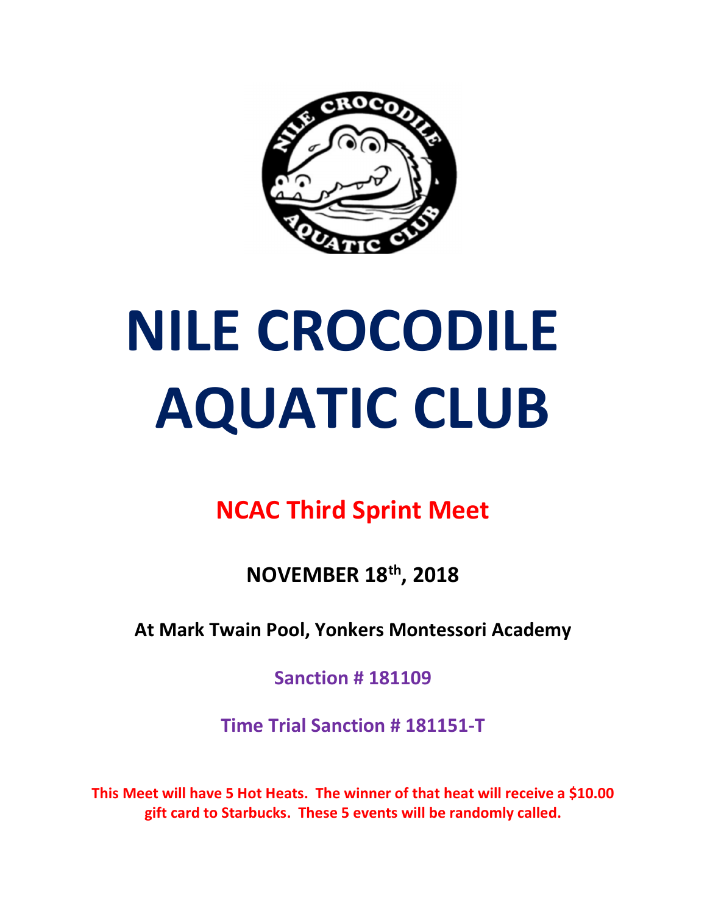# NILE CROCODILE AQUATIC CLUB

## NCAC Third Sprint Meet

**NOVEMBER 18th, 2018**

**At Mark Twain Pool, Yonkers Montessori Academy**

**Sanction # 181109**

**Time Trial Sanction # 181151-T**

**This Meet will have 5 Hot Heats. The winner of that heat will receive a $10.00 gift card to Starbucks. These 5 events will be randomly called.**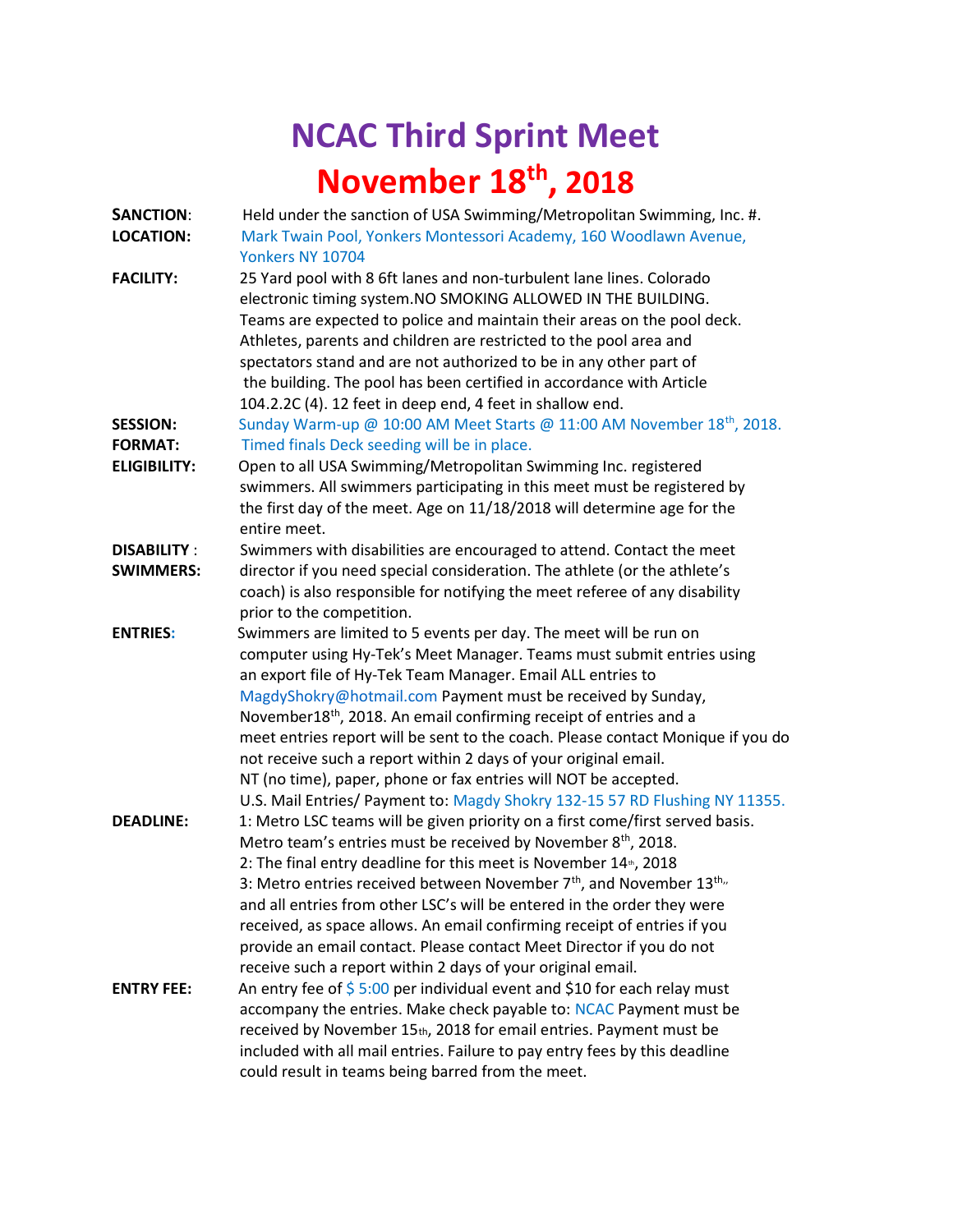# NCAC Third Sprint Meet

# November 18th, 2018

**SANCTION**: Held under the sanction of USA Swimming/Metropolitan Swimming, Inc. #.

**LOCATION:** Mark Twain Pool, Yonkers Montessori Academy, 160 Woodlawn Avenue, Yonkers NY 10704

**FACILITY:** 25 Yard pool with 8 6ft lanes and non-turbulent lane lines. Colorado electronic timing system.NO SMOKING ALLOWED IN THE BUILDING. Teams are expected to police and maintain their areas on the pool deck. Athletes, parents and children are restricted to the pool area and spectators stand and are not authorized to be in any other part of the building. The pool has been certified in accordance with Article 104.2.2C (4). 12 feet in deep end, 4 feet in shallow end.

**SESSION:** Sunday Warm-up @ 10:00 AM Meet Starts @ 11:00 AM November 18th, 2018.

**FORMAT:** Timed finals Deck seeding will be in place.

**ELIGIBILITY:** Open to all USA Swimming/Metropolitan Swimming Inc. registered swimmers. All swimmers participating in this meet must be registered by the first day of the meet. Age on 11/18/2018 will determine age for the entire meet.

**DISABILITY : SWIMMERS:** Swimmers with disabilities are encouraged to attend. Contact the meet director if you need special consideration. The athlete (or the athlete's coach) is also responsible for notifying the meet referee of any disability prior to the competition.

**ENTRIES:** Swimmers are limited to 5 events per day. The meet will be run on computer using Hy-Tek's Meet Manager. Teams must submit entries using an export file of Hy-Tek Team Manager. Email ALL entries to MagdyShokry@hotmail.com Payment must be received by Sunday, November18th, 2018. An email confirming receipt of entries and a meet entries report will be sent to the coach. Please contact Monique if you do not receive such a report within 2 days of your original email. NT (no time), paper, phone or fax entries will NOT be accepted. U.S. Mail Entries/ Payment to: Magdy Shokry 132-15 57 RD Flushing NY 11355.

**DEADLINE:** 1: Metro LSC teams will be given priority on a first come/first served basis. Metro team's entries must be received by November 8th, 2018.
2: The final entry deadline for this meet is November 14th, 2018
3: Metro entries received between November 7th, and November 13th, and all entries from other LSC's will be entered in the order they were received, as space allows. An email confirming receipt of entries if you provide an email contact. Please contact Meet Director if you do not receive such a report within 2 days of your original email.

**ENTRY FEE:** An entry fee of $ 5:00 per individual event and $10 for each relay must accompany the entries. Make check payable to: NCAC Payment must be received by November 15th, 2018 for email entries. Payment must be included with all mail entries. Failure to pay entry fees by this deadline could result in teams being barred from the meet.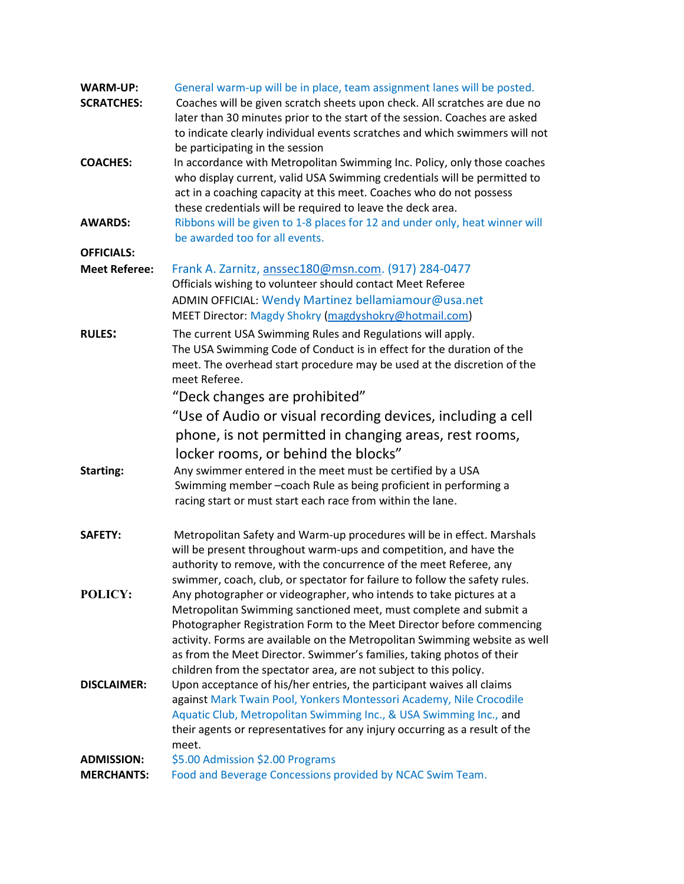**WARM-UP:** General warm-up will be in place, team assignment lanes will be posted.

**SCRATCHES:** Coaches will be given scratch sheets upon check. All scratches are due no later than 30 minutes prior to the start of the session. Coaches are asked to indicate clearly individual events scratches and which swimmers will not be participating in the session

**COACHES:** In accordance with Metropolitan Swimming Inc. Policy, only those coaches who display current, valid USA Swimming credentials will be permitted to act in a coaching capacity at this meet. Coaches who do not possess these credentials will be required to leave the deck area.

**AWARDS:** Ribbons will be given to 1-8 places for 12 and under only, heat winner will be awarded too for all events.

**OFFICIALS:**

**Meet Referee:** Frank A. Zarnitz, anssec180@msn.com. (917) 284-0477
Officials wishing to volunteer should contact Meet Referee
ADMIN OFFICIAL: Wendy Martinez bellamiamour@usa.net
MEET Director: Magdy Shokry (magdyshokry@hotmail.com)

**RULES:** The current USA Swimming Rules and Regulations will apply.
The USA Swimming Code of Conduct is in effect for the duration of the meet. The overhead start procedure may be used at the discretion of the meet Referee.

"Deck changes are prohibited"

"Use of Audio or visual recording devices, including a cell phone, is not permitted in changing areas, rest rooms, locker rooms, or behind the blocks"

**Starting:** Any swimmer entered in the meet must be certified by a USA Swimming member –coach Rule as being proficient in performing a racing start or must start each race from within the lane.

**SAFETY:** Metropolitan Safety and Warm-up procedures will be in effect. Marshals will be present throughout warm-ups and competition, and have the authority to remove, with the concurrence of the meet Referee, any swimmer, coach, club, or spectator for failure to follow the safety rules.

**POLICY:** Any photographer or videographer, who intends to take pictures at a Metropolitan Swimming sanctioned meet, must complete and submit a Photographer Registration Form to the Meet Director before commencing activity. Forms are available on the Metropolitan Swimming website as well as from the Meet Director. Swimmer's families, taking photos of their children from the spectator area, are not subject to this policy.

**DISCLAIMER:** Upon acceptance of his/her entries, the participant waives all claims against Mark Twain Pool, Yonkers Montessori Academy, Nile Crocodile Aquatic Club, Metropolitan Swimming Inc., & USA Swimming Inc., and their agents or representatives for any injury occurring as a result of the meet.

**ADMISSION:** $5.00 Admission $2.00 Programs

**MERCHANTS:** Food and Beverage Concessions provided by NCAC Swim Team.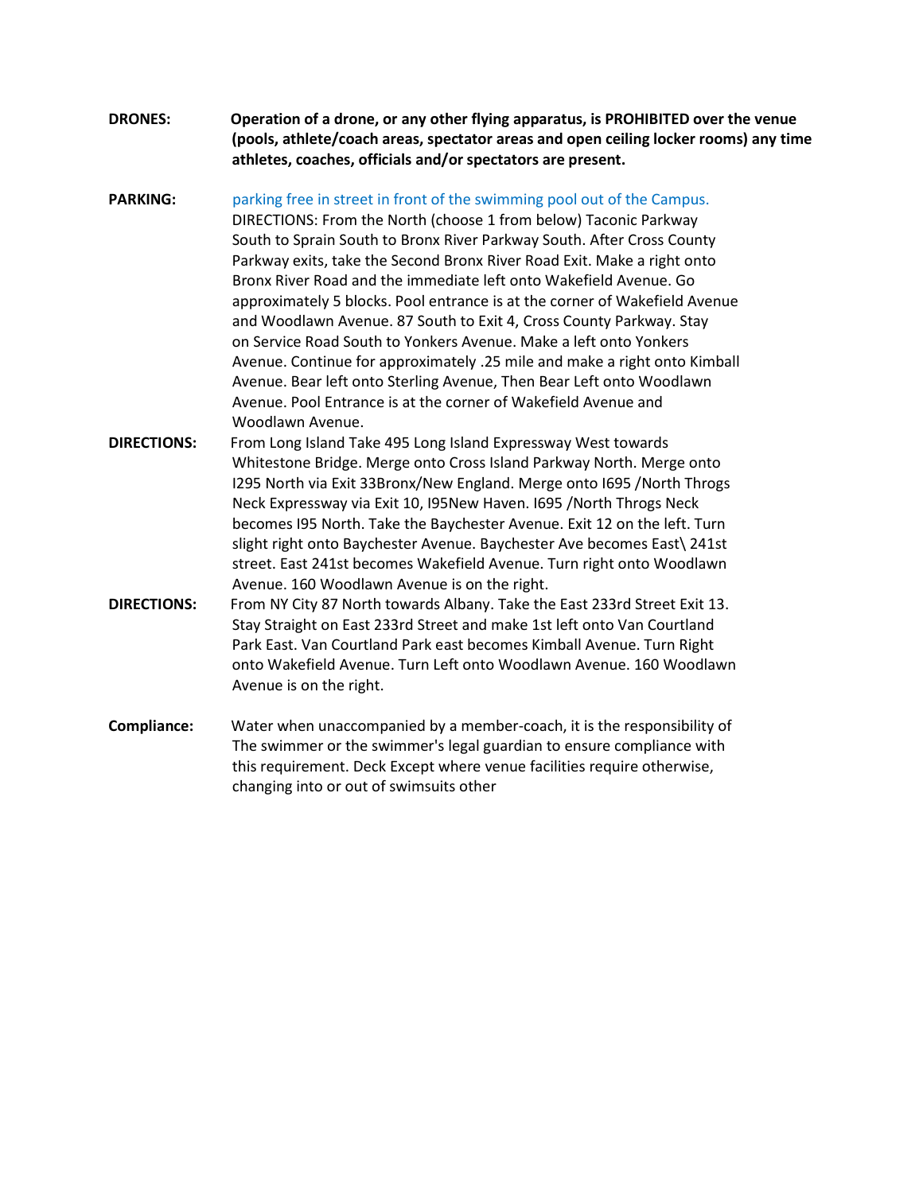**DRONES:** **Operation of a drone, or any other flying apparatus, is PROHIBITED over the venue (pools, athlete/coach areas, spectator areas and open ceiling locker rooms) any time athletes, coaches, officials and/or spectators are present.**

**PARKING:** parking free in street in front of the swimming pool out of the Campus.
DIRECTIONS: From the North (choose 1 from below) Taconic Parkway South to Sprain South to Bronx River Parkway South. After Cross County Parkway exits, take the Second Bronx River Road Exit. Make a right onto Bronx River Road and the immediate left onto Wakefield Avenue. Go approximately 5 blocks. Pool entrance is at the corner of Wakefield Avenue and Woodlawn Avenue. 87 South to Exit 4, Cross County Parkway. Stay on Service Road South to Yonkers Avenue. Make a left onto Yonkers Avenue. Continue for approximately .25 mile and make a right onto Kimball Avenue. Bear left onto Sterling Avenue, Then Bear Left onto Woodlawn Avenue. Pool Entrance is at the corner of Wakefield Avenue and Woodlawn Avenue.

**DIRECTIONS:** From Long Island Take 495 Long Island Expressway West towards Whitestone Bridge. Merge onto Cross Island Parkway North. Merge onto I295 North via Exit 33Bronx/New England. Merge onto I695 /North Throgs Neck Expressway via Exit 10, I95New Haven. I695 /North Throgs Neck becomes I95 North. Take the Baychester Avenue. Exit 12 on the left. Turn slight right onto Baychester Avenue. Baychester Ave becomes East\ 241st street. East 241st becomes Wakefield Avenue. Turn right onto Woodlawn Avenue. 160 Woodlawn Avenue is on the right.

**DIRECTIONS:** From NY City 87 North towards Albany. Take the East 233rd Street Exit 13. Stay Straight on East 233rd Street and make 1st left onto Van Courtland Park East. Van Courtland Park east becomes Kimball Avenue. Turn Right onto Wakefield Avenue. Turn Left onto Woodlawn Avenue. 160 Woodlawn Avenue is on the right.

**Compliance:** Water when unaccompanied by a member-coach, it is the responsibility of The swimmer or the swimmer's legal guardian to ensure compliance with this requirement. Deck Except where venue facilities require otherwise, changing into or out of swimsuits other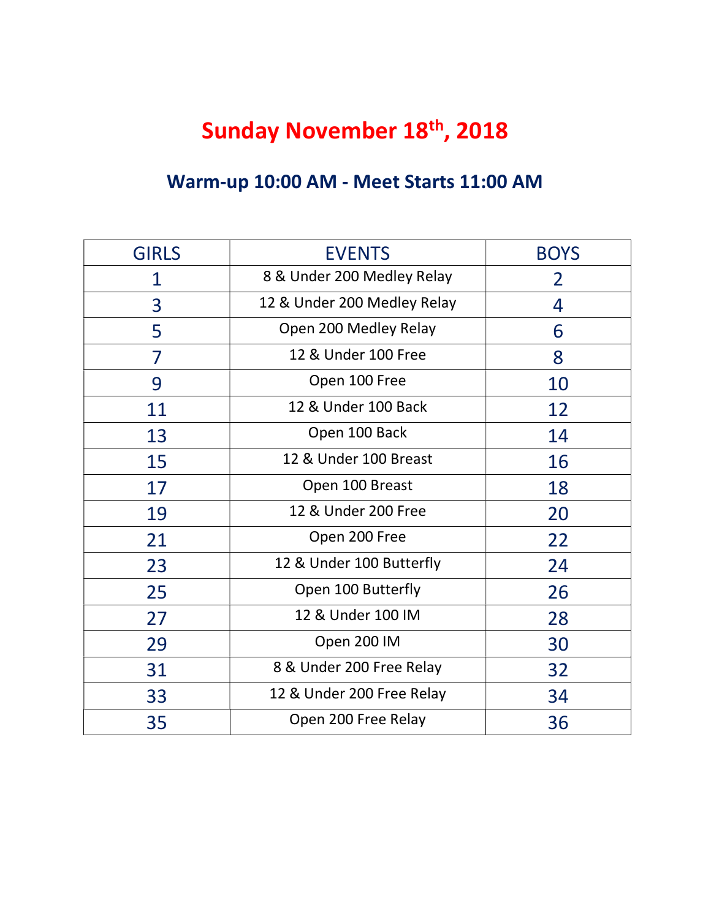# Sunday November 18th, 2018

## Warm-up 10:00 AM - Meet Starts 11:00 AM

| GIRLS | EVENTS | BOYS |
|---|---|---|
| 1 | 8 & Under 200 Medley Relay | 2 |
| 3 | 12 & Under 200 Medley Relay | 4 |
| 5 | Open 200 Medley Relay | 6 |
| 7 | 12 & Under 100 Free | 8 |
| 9 | Open 100 Free | 10 |
| 11 | 12 & Under 100 Back | 12 |
| 13 | Open 100 Back | 14 |
| 15 | 12 & Under 100 Breast | 16 |
| 17 | Open 100 Breast | 18 |
| 19 | 12 & Under 200 Free | 20 |
| 21 | Open 200 Free | 22 |
| 23 | 12 & Under 100 Butterfly | 24 |
| 25 | Open 100 Butterfly | 26 |
| 27 | 12 & Under 100 IM | 28 |
| 29 | Open 200 IM | 30 |
| 31 | 8 & Under 200 Free Relay | 32 |
| 33 | 12 & Under 200 Free Relay | 34 |
| 35 | Open 200 Free Relay | 36 |